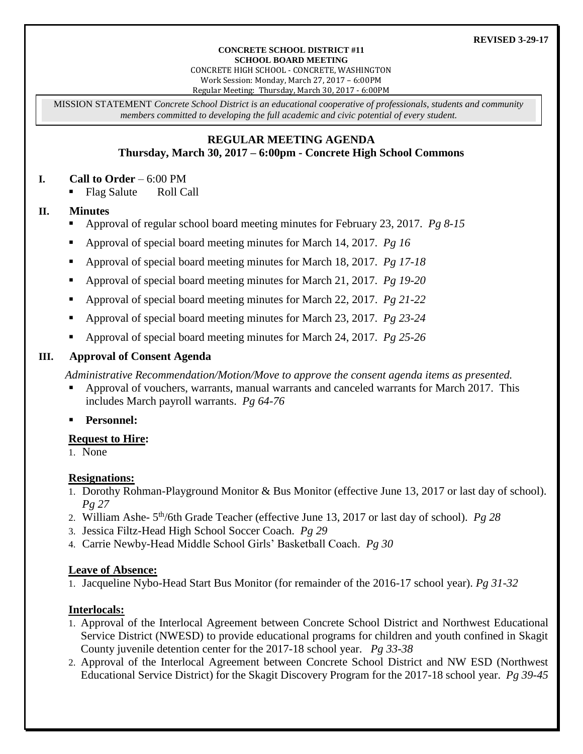**REVISED 3-29-17**

**CONCRETE SCHOOL DISTRICT #11**
**SCHOOL BOARD MEETING**
CONCRETE HIGH SCHOOL - CONCRETE, WASHINGTON
Work Session: Monday, March 27, 2017 – 6:00PM
Regular Meeting: Thursday, March 30, 2017 - 6:00PM

MISSION STATEMENT *Concrete School District is an educational cooperative of professionals, students and community members committed to developing the full academic and civic potential of every student.*

## REGULAR MEETING AGENDA
## Thursday, March 30, 2017 – 6:00pm - Concrete High School Commons

### I. Call to Order – 6:00 PM

- Flag Salute Roll Call

### II. Minutes

- Approval of regular school board meeting minutes for February 23, 2017. *Pg 8-15*
- Approval of special board meeting minutes for March 14, 2017. *Pg 16*
- Approval of special board meeting minutes for March 18, 2017. *Pg 17-18*
- Approval of special board meeting minutes for March 21, 2017. *Pg 19-20*
- Approval of special board meeting minutes for March 22, 2017. *Pg 21-22*
- Approval of special board meeting minutes for March 23, 2017. *Pg 23-24*
- Approval of special board meeting minutes for March 24, 2017. *Pg 25-26*

### III. Approval of Consent Agenda

*Administrative Recommendation/Motion/Move to approve the consent agenda items as presented.*

- Approval of vouchers, warrants, manual warrants and canceled warrants for March 2017. This includes March payroll warrants. *Pg 64-76*
- **Personnel:**

**Request to Hire:**

1. None

**Resignations:**

1. Dorothy Rohman-Playground Monitor & Bus Monitor (effective June 13, 2017 or last day of school). *Pg 27*
2. William Ashe- 5th/6th Grade Teacher (effective June 13, 2017 or last day of school). *Pg 28*
3. Jessica Filtz-Head High School Soccer Coach. *Pg 29*
4. Carrie Newby-Head Middle School Girls' Basketball Coach. *Pg 30*

**Leave of Absence:**

1. Jacqueline Nybo-Head Start Bus Monitor (for remainder of the 2016-17 school year). *Pg 31-32*

**Interlocals:**

1. Approval of the Interlocal Agreement between Concrete School District and Northwest Educational Service District (NWESD) to provide educational programs for children and youth confined in Skagit County juvenile detention center for the 2017-18 school year. *Pg 33-38*
2. Approval of the Interlocal Agreement between Concrete School District and NW ESD (Northwest Educational Service District) for the Skagit Discovery Program for the 2017-18 school year. *Pg 39-45*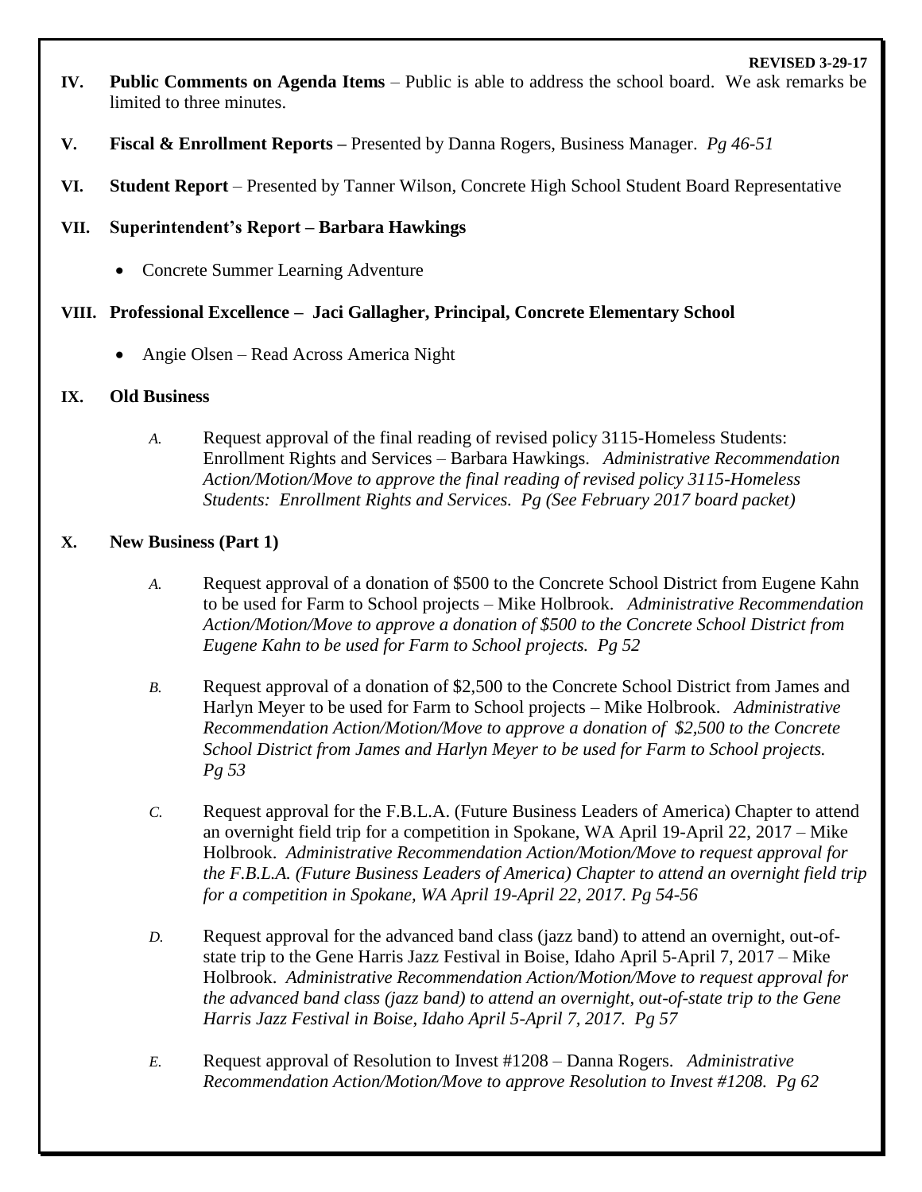**REVISED 3-29-17**

**IV. Public Comments on Agenda Items** – Public is able to address the school board. We ask remarks be limited to three minutes.

**V. Fiscal & Enrollment Reports –** Presented by Danna Rogers, Business Manager. *Pg 46-51*

**VI. Student Report** – Presented by Tanner Wilson, Concrete High School Student Board Representative

**VII. Superintendent's Report – Barbara Hawkings**

- Concrete Summer Learning Adventure

**VIII. Professional Excellence – Jaci Gallagher, Principal, Concrete Elementary School**

- Angie Olsen – Read Across America Night

**IX. Old Business**

*A.* Request approval of the final reading of revised policy 3115-Homeless Students: Enrollment Rights and Services – Barbara Hawkings. *Administrative Recommendation Action/Motion/Move to approve the final reading of revised policy 3115-Homeless Students: Enrollment Rights and Services. Pg (See February 2017 board packet)*

**X. New Business (Part 1)**

*A.* Request approval of a donation of $500 to the Concrete School District from Eugene Kahn to be used for Farm to School projects – Mike Holbrook. *Administrative Recommendation Action/Motion/Move to approve a donation of $500 to the Concrete School District from Eugene Kahn to be used for Farm to School projects. Pg 52*

*B.* Request approval of a donation of $2,500 to the Concrete School District from James and Harlyn Meyer to be used for Farm to School projects – Mike Holbrook. *Administrative Recommendation Action/Motion/Move to approve a donation of $2,500 to the Concrete School District from James and Harlyn Meyer to be used for Farm to School projects. Pg 53*

*C.* Request approval for the F.B.L.A. (Future Business Leaders of America) Chapter to attend an overnight field trip for a competition in Spokane, WA April 19-April 22, 2017 – Mike Holbrook. *Administrative Recommendation Action/Motion/Move to request approval for the F.B.L.A. (Future Business Leaders of America) Chapter to attend an overnight field trip for a competition in Spokane, WA April 19-April 22, 2017. Pg 54-56*

*D.* Request approval for the advanced band class (jazz band) to attend an overnight, out-of-state trip to the Gene Harris Jazz Festival in Boise, Idaho April 5-April 7, 2017 – Mike Holbrook. *Administrative Recommendation Action/Motion/Move to request approval for the advanced band class (jazz band) to attend an overnight, out-of-state trip to the Gene Harris Jazz Festival in Boise, Idaho April 5-April 7, 2017. Pg 57*

*E.* Request approval of Resolution to Invest #1208 – Danna Rogers. *Administrative Recommendation Action/Motion/Move to approve Resolution to Invest #1208. Pg 62*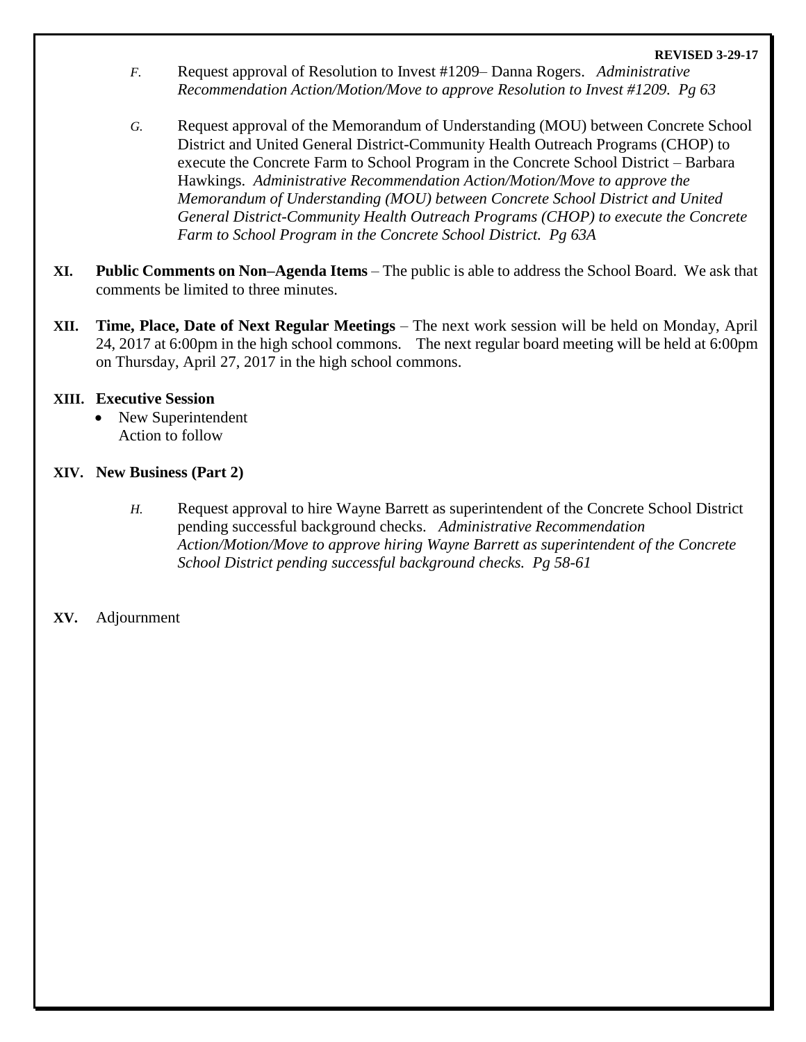**REVISED 3-29-17**

*F.* Request approval of Resolution to Invest #1209– Danna Rogers. *Administrative Recommendation Action/Motion/Move to approve Resolution to Invest #1209. Pg 63*

*G.* Request approval of the Memorandum of Understanding (MOU) between Concrete School District and United General District-Community Health Outreach Programs (CHOP) to execute the Concrete Farm to School Program in the Concrete School District – Barbara Hawkings. *Administrative Recommendation Action/Motion/Move to approve the Memorandum of Understanding (MOU) between Concrete School District and United General District-Community Health Outreach Programs (CHOP) to execute the Concrete Farm to School Program in the Concrete School District. Pg 63A*

**XI. Public Comments on Non–Agenda Items** – The public is able to address the School Board. We ask that comments be limited to three minutes.

**XII. Time, Place, Date of Next Regular Meetings** – The next work session will be held on Monday, April 24, 2017 at 6:00pm in the high school commons. The next regular board meeting will be held at 6:00pm on Thursday, April 27, 2017 in the high school commons.

**XIII. Executive Session**

- New Superintendent
  Action to follow

**XIV. New Business (Part 2)**

*H.* Request approval to hire Wayne Barrett as superintendent of the Concrete School District pending successful background checks. *Administrative Recommendation Action/Motion/Move to approve hiring Wayne Barrett as superintendent of the Concrete School District pending successful background checks. Pg 58-61*

**XV.** Adjournment